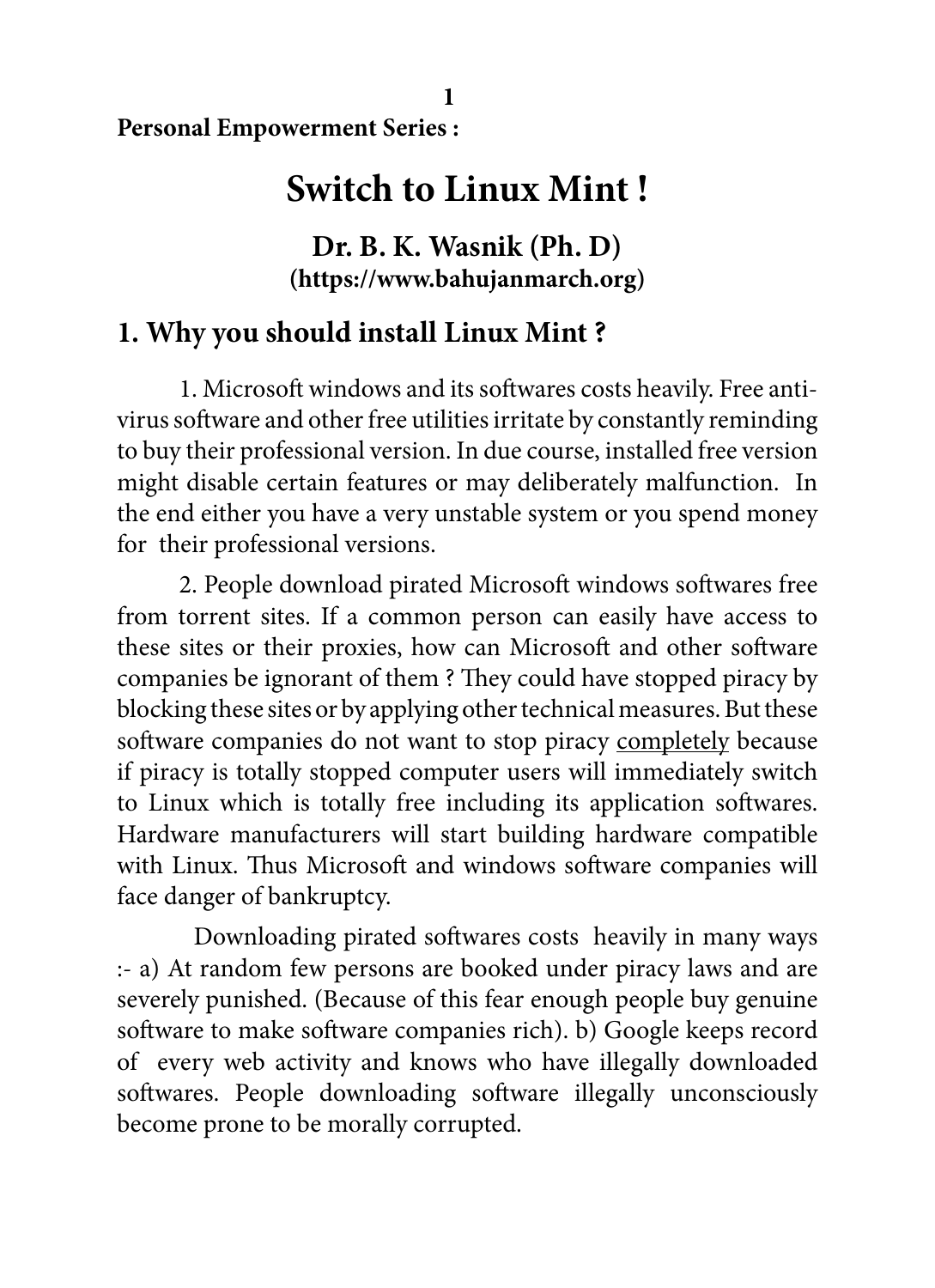**Personal Empowerment Series :**

# Switch to Linux Mint !

**Dr. B. K. Wasnik (Ph. D)**
**(https://www.bahujanmarch.org)**

## 1. Why you should install Linux Mint ?

1. Microsoft windows and its softwares costs heavily. Free anti-virus software and other free utilities irritate by constantly reminding to buy their professional version. In due course, installed free version might disable certain features or may deliberately malfunction. In the end either you have a very unstable system or you spend money for their professional versions.

2. People download pirated Microsoft windows softwares free from torrent sites. If a common person can easily have access to these sites or their proxies, how can Microsoft and other software companies be ignorant of them ? They could have stopped piracy by blocking these sites or by applying other technical measures. But these software companies do not want to stop piracy <u>completely</u> because if piracy is totally stopped computer users will immediately switch to Linux which is totally free including its application softwares. Hardware manufacturers will start building hardware compatible with Linux. Thus Microsoft and windows software companies will face danger of bankruptcy.

Downloading pirated softwares costs heavily in many ways :- a) At random few persons are booked under piracy laws and are severely punished. (Because of this fear enough people buy genuine software to make software companies rich). b) Google keeps record of every web activity and knows who have illegally downloaded softwares. People downloading software illegally unconsciously become prone to be morally corrupted.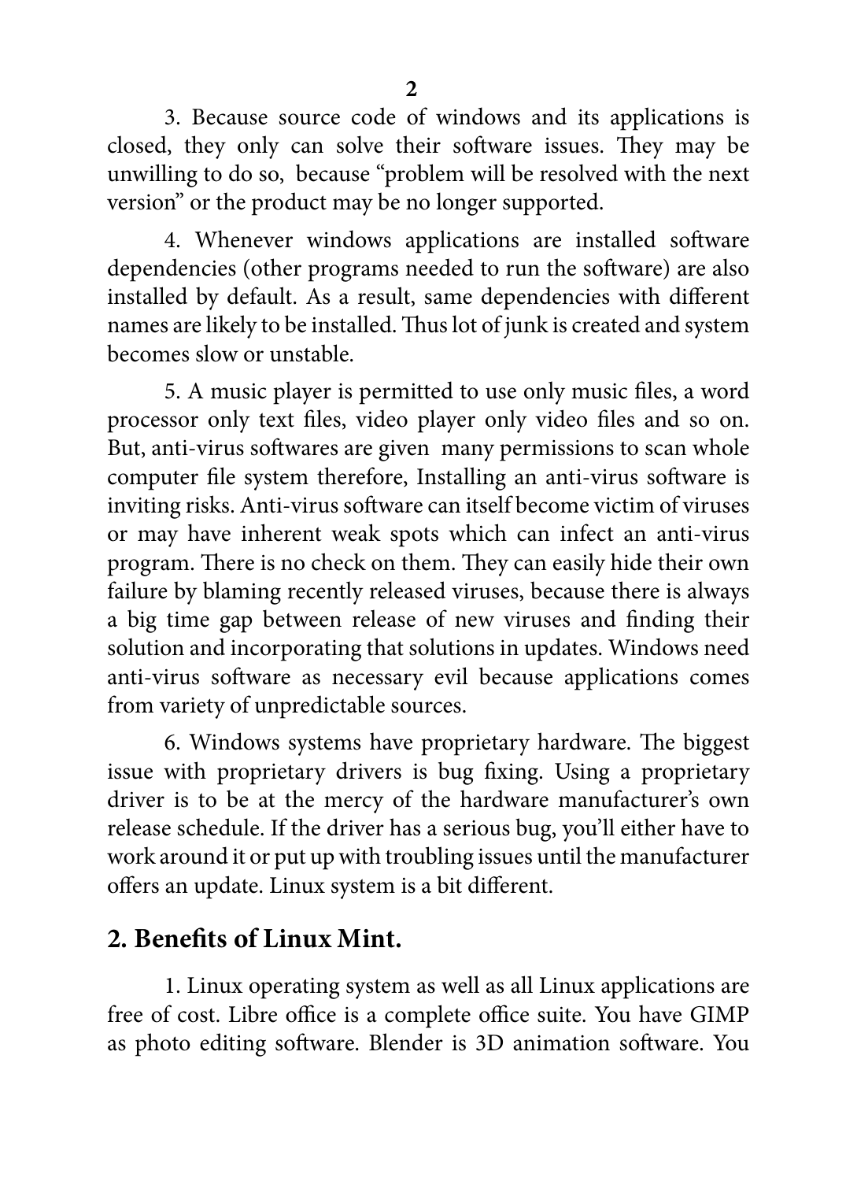3. Because source code of windows and its applications is closed, they only can solve their software issues. They may be unwilling to do so, because "problem will be resolved with the next version" or the product may be no longer supported.

4. Whenever windows applications are installed software dependencies (other programs needed to run the software) are also installed by default. As a result, same dependencies with different names are likely to be installed. Thus lot of junk is created and system becomes slow or unstable.

5. A music player is permitted to use only music files, a word processor only text files, video player only video files and so on. But, anti-virus softwares are given many permissions to scan whole computer file system therefore, Installing an anti-virus software is inviting risks. Anti-virus software can itself become victim of viruses or may have inherent weak spots which can infect an anti-virus program. There is no check on them. They can easily hide their own failure by blaming recently released viruses, because there is always a big time gap between release of new viruses and finding their solution and incorporating that solutions in updates. Windows need anti-virus software as necessary evil because applications comes from variety of unpredictable sources.

6. Windows systems have proprietary hardware. The biggest issue with proprietary drivers is bug fixing. Using a proprietary driver is to be at the mercy of the hardware manufacturer's own release schedule. If the driver has a serious bug, you'll either have to work around it or put up with troubling issues until the manufacturer offers an update. Linux system is a bit different.

## 2. Benefits of Linux Mint.

1. Linux operating system as well as all Linux applications are free of cost. Libre office is a complete office suite. You have GIMP as photo editing software. Blender is 3D animation software. You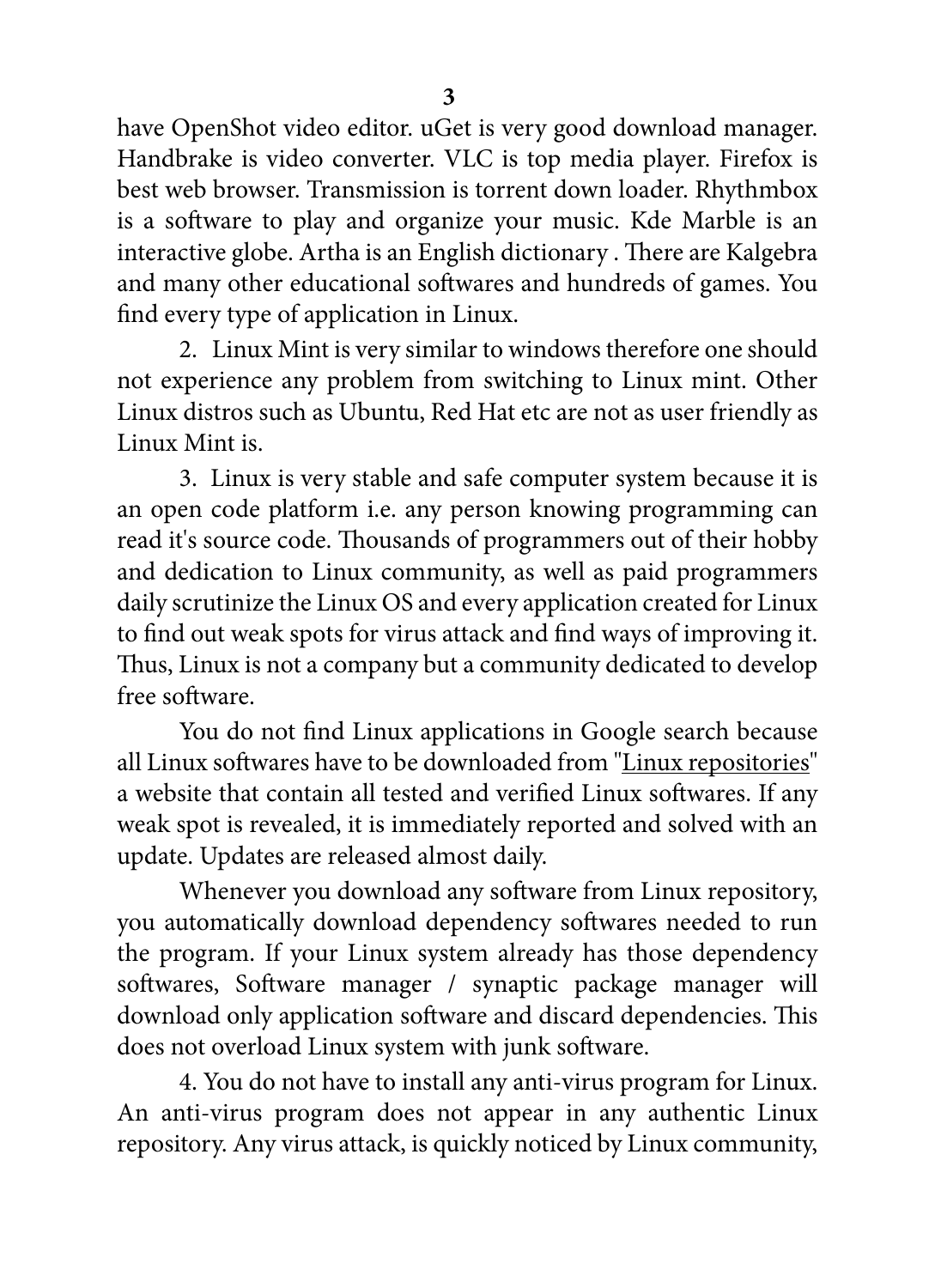have OpenShot video editor. uGet is very good download manager. Handbrake is video converter. VLC is top media player. Firefox is best web browser. Transmission is torrent down loader. Rhythmbox is a software to play and organize your music. Kde Marble is an interactive globe. Artha is an English dictionary . There are Kalgebra and many other educational softwares and hundreds of games. You find every type of application in Linux.

2. Linux Mint is very similar to windows therefore one should not experience any problem from switching to Linux mint. Other Linux distros such as Ubuntu, Red Hat etc are not as user friendly as Linux Mint is.

3. Linux is very stable and safe computer system because it is an open code platform i.e. any person knowing programming can read it's source code. Thousands of programmers out of their hobby and dedication to Linux community, as well as paid programmers daily scrutinize the Linux OS and every application created for Linux to find out weak spots for virus attack and find ways of improving it. Thus, Linux is not a company but a community dedicated to develop free software.

You do not find Linux applications in Google search because all Linux softwares have to be downloaded from "Linux repositories" a website that contain all tested and verified Linux softwares. If any weak spot is revealed, it is immediately reported and solved with an update. Updates are released almost daily.

Whenever you download any software from Linux repository, you automatically download dependency softwares needed to run the program. If your Linux system already has those dependency softwares, Software manager / synaptic package manager will download only application software and discard dependencies. This does not overload Linux system with junk software.

4. You do not have to install any anti-virus program for Linux. An anti-virus program does not appear in any authentic Linux repository. Any virus attack, is quickly noticed by Linux community,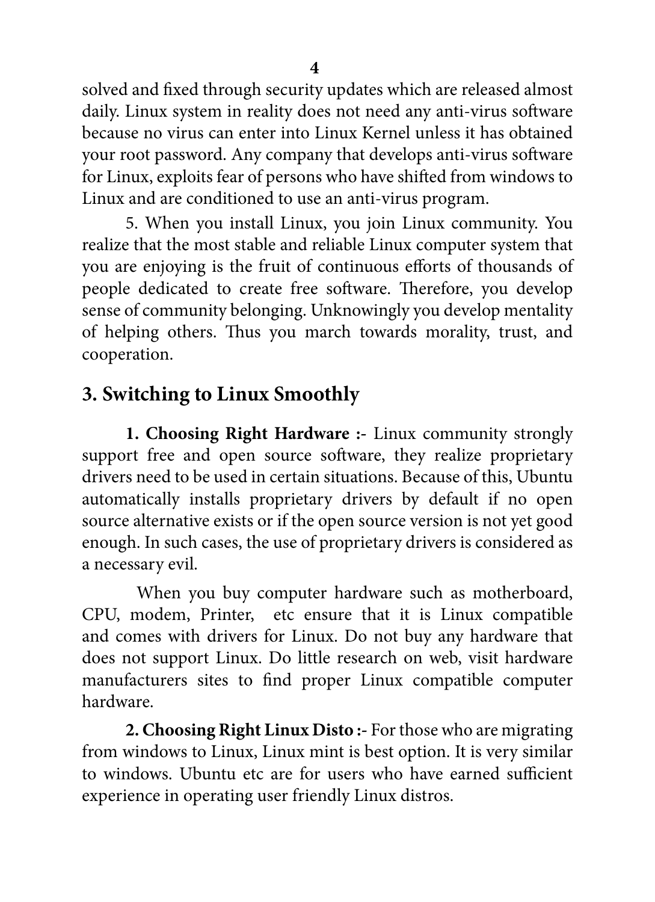solved and fixed through security updates which are released almost daily. Linux system in reality does not need any anti-virus software because no virus can enter into Linux Kernel unless it has obtained your root password. Any company that develops anti-virus software for Linux, exploits fear of persons who have shifted from windows to Linux and are conditioned to use an anti-virus program.

5. When you install Linux, you join Linux community. You realize that the most stable and reliable Linux computer system that you are enjoying is the fruit of continuous efforts of thousands of people dedicated to create free software. Therefore, you develop sense of community belonging. Unknowingly you develop mentality of helping others. Thus you march towards morality, trust, and cooperation.

## 3. Switching to Linux Smoothly

**1. Choosing Right Hardware :-** Linux community strongly support free and open source software, they realize proprietary drivers need to be used in certain situations. Because of this, Ubuntu automatically installs proprietary drivers by default if no open source alternative exists or if the open source version is not yet good enough. In such cases, the use of proprietary drivers is considered as a necessary evil.

When you buy computer hardware such as motherboard, CPU, modem, Printer, etc ensure that it is Linux compatible and comes with drivers for Linux. Do not buy any hardware that does not support Linux. Do little research on web, visit hardware manufacturers sites to find proper Linux compatible computer hardware.

**2. Choosing Right Linux Disto :-** For those who are migrating from windows to Linux, Linux mint is best option. It is very similar to windows. Ubuntu etc are for users who have earned sufficient experience in operating user friendly Linux distros.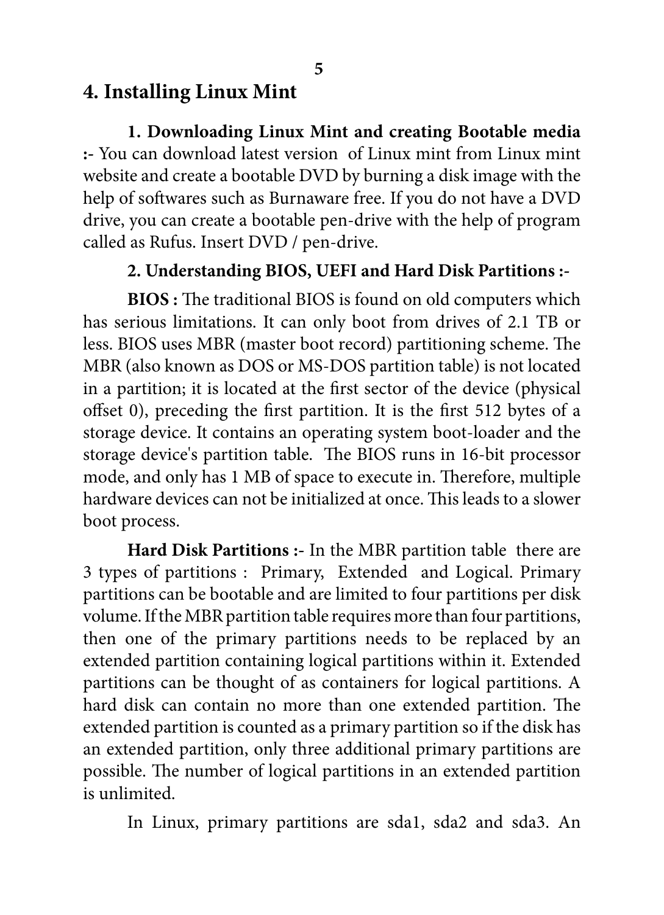# 4. Installing Linux Mint

**1. Downloading Linux Mint and creating Bootable media :-** You can download latest version of Linux mint from Linux mint website and create a bootable DVD by burning a disk image with the help of softwares such as Burnaware free. If you do not have a DVD drive, you can create a bootable pen-drive with the help of program called as Rufus. Insert DVD / pen-drive.

**2. Understanding BIOS, UEFI and Hard Disk Partitions :-**

**BIOS :** The traditional BIOS is found on old computers which has serious limitations. It can only boot from drives of 2.1 TB or less. BIOS uses MBR (master boot record) partitioning scheme. The MBR (also known as DOS or MS-DOS partition table) is not located in a partition; it is located at the first sector of the device (physical offset 0), preceding the first partition. It is the first 512 bytes of a storage device. It contains an operating system boot-loader and the storage device's partition table. The BIOS runs in 16-bit processor mode, and only has 1 MB of space to execute in. Therefore, multiple hardware devices can not be initialized at once. This leads to a slower boot process.

**Hard Disk Partitions :-** In the MBR partition table there are 3 types of partitions : Primary, Extended and Logical. Primary partitions can be bootable and are limited to four partitions per disk volume. If the MBR partition table requires more than four partitions, then one of the primary partitions needs to be replaced by an extended partition containing logical partitions within it. Extended partitions can be thought of as containers for logical partitions. A hard disk can contain no more than one extended partition. The extended partition is counted as a primary partition so if the disk has an extended partition, only three additional primary partitions are possible. The number of logical partitions in an extended partition is unlimited.

In Linux, primary partitions are sda1, sda2 and sda3. An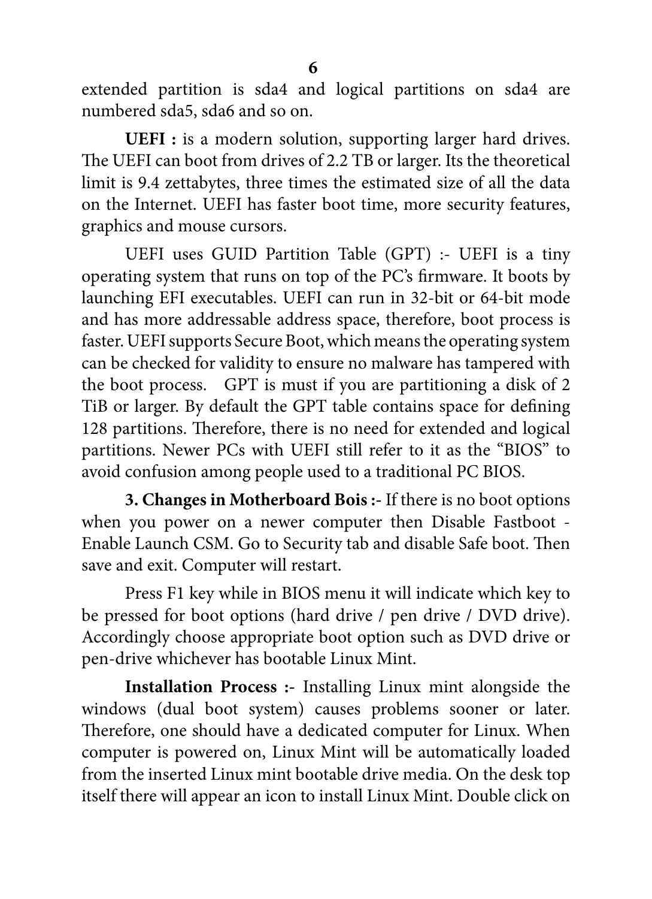extended partition is sda4 and logical partitions on sda4 are numbered sda5, sda6 and so on.

**UEFI :** is a modern solution, supporting larger hard drives. The UEFI can boot from drives of 2.2 TB or larger. Its the theoretical limit is 9.4 zettabytes, three times the estimated size of all the data on the Internet. UEFI has faster boot time, more security features, graphics and mouse cursors.

UEFI uses GUID Partition Table (GPT) :- UEFI is a tiny operating system that runs on top of the PC's firmware. It boots by launching EFI executables. UEFI can run in 32-bit or 64-bit mode and has more addressable address space, therefore, boot process is faster. UEFI supports Secure Boot, which means the operating system can be checked for validity to ensure no malware has tampered with the boot process. GPT is must if you are partitioning a disk of 2 TiB or larger. By default the GPT table contains space for defining 128 partitions. Therefore, there is no need for extended and logical partitions. Newer PCs with UEFI still refer to it as the "BIOS" to avoid confusion among people used to a traditional PC BIOS.

**3. Changes in Motherboard Bois :-** If there is no boot options when you power on a newer computer then Disable Fastboot - Enable Launch CSM. Go to Security tab and disable Safe boot. Then save and exit. Computer will restart.

Press F1 key while in BIOS menu it will indicate which key to be pressed for boot options (hard drive / pen drive / DVD drive). Accordingly choose appropriate boot option such as DVD drive or pen-drive whichever has bootable Linux Mint.

**Installation Process :-** Installing Linux mint alongside the windows (dual boot system) causes problems sooner or later. Therefore, one should have a dedicated computer for Linux. When computer is powered on, Linux Mint will be automatically loaded from the inserted Linux mint bootable drive media. On the desk top itself there will appear an icon to install Linux Mint. Double click on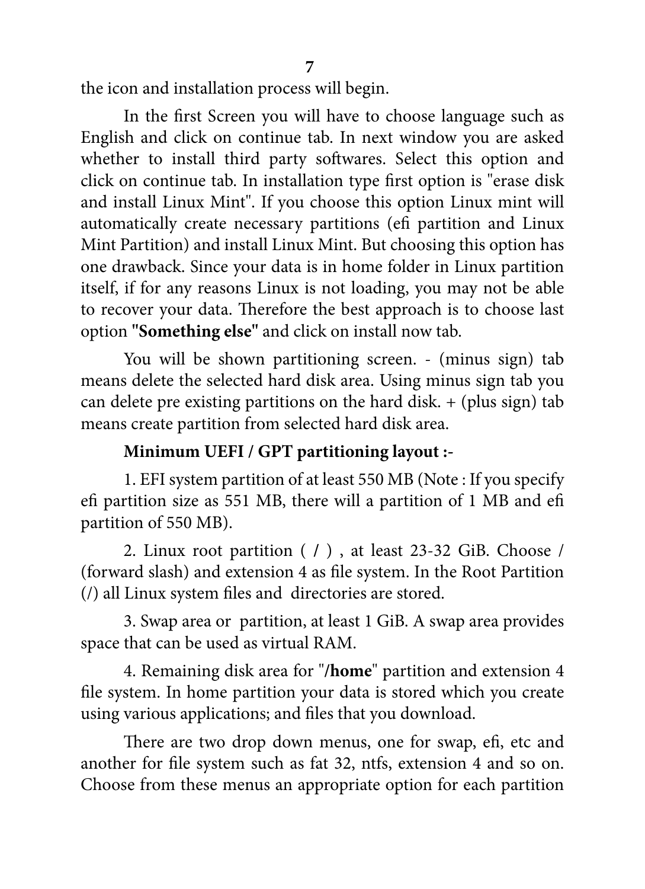the icon and installation process will begin.

In the first Screen you will have to choose language such as English and click on continue tab. In next window you are asked whether to install third party softwares. Select this option and click on continue tab. In installation type first option is "erase disk and install Linux Mint". If you choose this option Linux mint will automatically create necessary partitions (efi partition and Linux Mint Partition) and install Linux Mint. But choosing this option has one drawback. Since your data is in home folder in Linux partition itself, if for any reasons Linux is not loading, you may not be able to recover your data. Therefore the best approach is to choose last option **"Something else"** and click on install now tab.

You will be shown partitioning screen. - (minus sign) tab means delete the selected hard disk area. Using minus sign tab you can delete pre existing partitions on the hard disk. + (plus sign) tab means create partition from selected hard disk area.

**Minimum UEFI / GPT partitioning layout :-**

1. EFI system partition of at least 550 MB (Note : If you specify efi partition size as 551 MB, there will a partition of 1 MB and efi partition of 550 MB).

2. Linux root partition ( / ) , at least 23-32 GiB. Choose / (forward slash) and extension 4 as file system. In the Root Partition (/) all Linux system files and directories are stored.

3. Swap area or partition, at least 1 GiB. A swap area provides space that can be used as virtual RAM.

4. Remaining disk area for "**/home**" partition and extension 4 file system. In home partition your data is stored which you create using various applications; and files that you download.

There are two drop down menus, one for swap, efi, etc and another for file system such as fat 32, ntfs, extension 4 and so on. Choose from these menus an appropriate option for each partition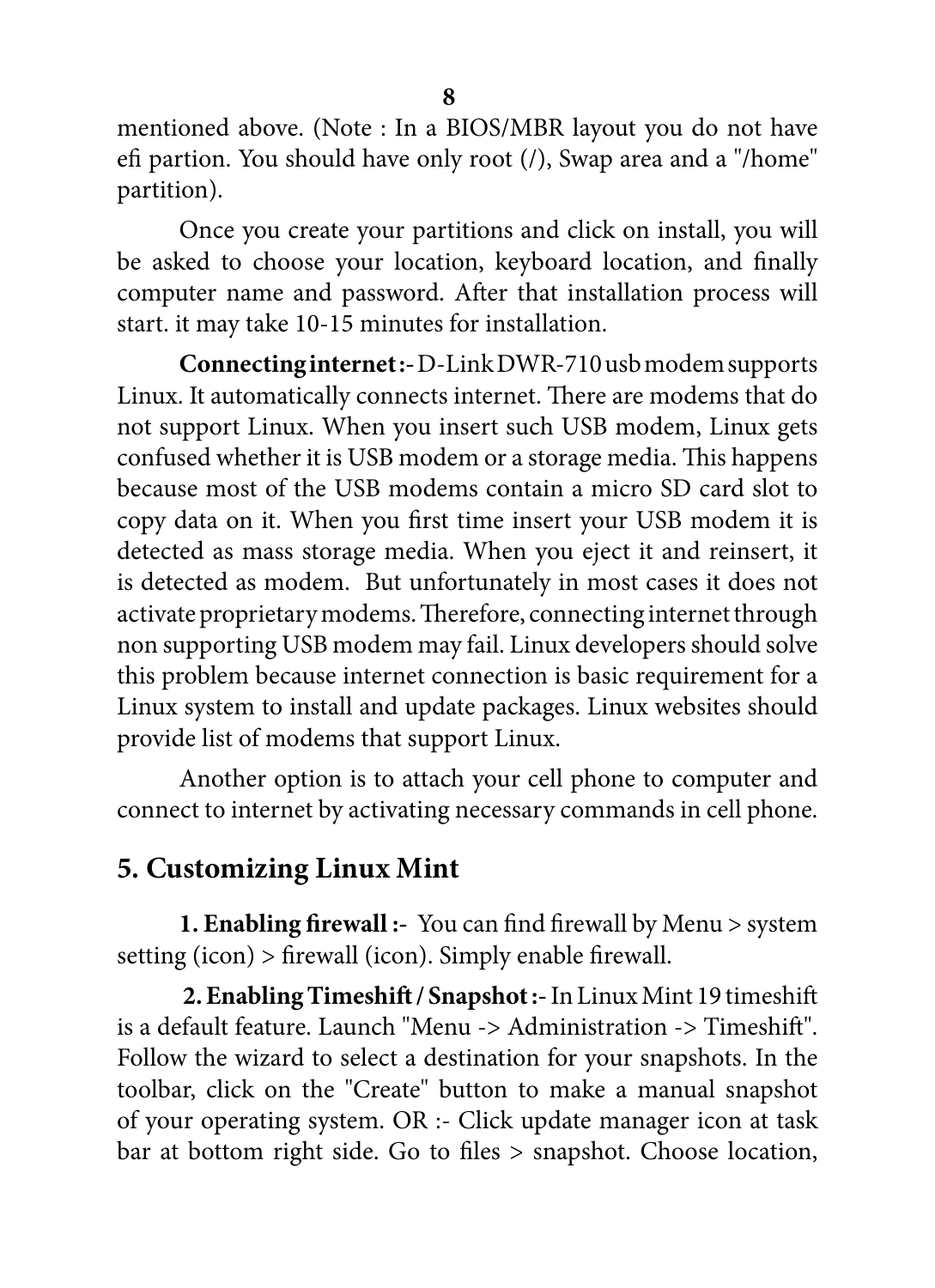mentioned above. (Note : In a BIOS/MBR layout you do not have efi partion. You should have only root (/), Swap area and a "/home" partition).

Once you create your partitions and click on install, you will be asked to choose your location, keyboard location, and finally computer name and password. After that installation process will start. it may take 10-15 minutes for installation.

**Connecting internet :-** D-Link DWR-710 usb modem supports Linux. It automatically connects internet. There are modems that do not support Linux. When you insert such USB modem, Linux gets confused whether it is USB modem or a storage media. This happens because most of the USB modems contain a micro SD card slot to copy data on it. When you first time insert your USB modem it is detected as mass storage media. When you eject it and reinsert, it is detected as modem. But unfortunately in most cases it does not activate proprietary modems. Therefore, connecting internet through non supporting USB modem may fail. Linux developers should solve this problem because internet connection is basic requirement for a Linux system to install and update packages. Linux websites should provide list of modems that support Linux.

Another option is to attach your cell phone to computer and connect to internet by activating necessary commands in cell phone.

## 5. Customizing Linux Mint

**1. Enabling firewall :-** You can find firewall by Menu > system setting (icon) > firewall (icon). Simply enable firewall.

**2. Enabling Timeshift / Snapshot :-** In Linux Mint 19 timeshift is a default feature. Launch "Menu -> Administration -> Timeshift". Follow the wizard to select a destination for your snapshots. In the toolbar, click on the "Create" button to make a manual snapshot of your operating system. OR :- Click update manager icon at task bar at bottom right side. Go to files > snapshot. Choose location,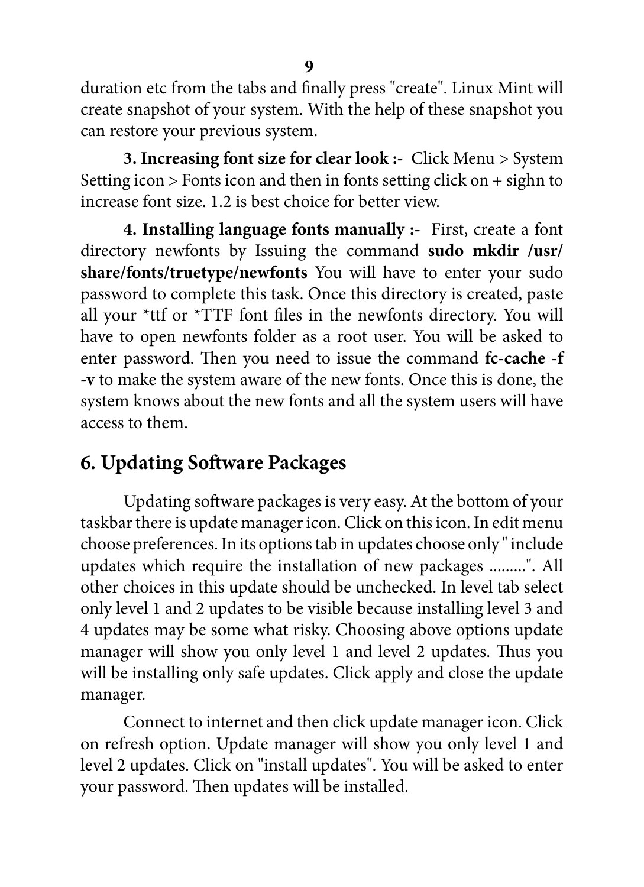duration etc from the tabs and finally press "create". Linux Mint will create snapshot of your system. With the help of these snapshot you can restore your previous system.

**3. Increasing font size for clear look :-** Click Menu > System Setting icon > Fonts icon and then in fonts setting click on + sighn to increase font size. 1.2 is best choice for better view.

**4. Installing language fonts manually :-** First, create a font directory newfonts by Issuing the command **sudo mkdir /usr/share/fonts/truetype/newfonts** You will have to enter your sudo password to complete this task. Once this directory is created, paste all your *ttf or *TTF font files in the newfonts directory. You will have to open newfonts folder as a root user. You will be asked to enter password. Then you need to issue the command **fc-cache -f -v** to make the system aware of the new fonts. Once this is done, the system knows about the new fonts and all the system users will have access to them.

## 6. Updating Software Packages

Updating software packages is very easy. At the bottom of your taskbar there is update manager icon. Click on this icon. In edit menu choose preferences. In its options tab in updates choose only " include updates which require the installation of new packages .........". All other choices in this update should be unchecked. In level tab select only level 1 and 2 updates to be visible because installing level 3 and 4 updates may be some what risky. Choosing above options update manager will show you only level 1 and level 2 updates. Thus you will be installing only safe updates. Click apply and close the update manager.

Connect to internet and then click update manager icon. Click on refresh option. Update manager will show you only level 1 and level 2 updates. Click on "install updates". You will be asked to enter your password. Then updates will be installed.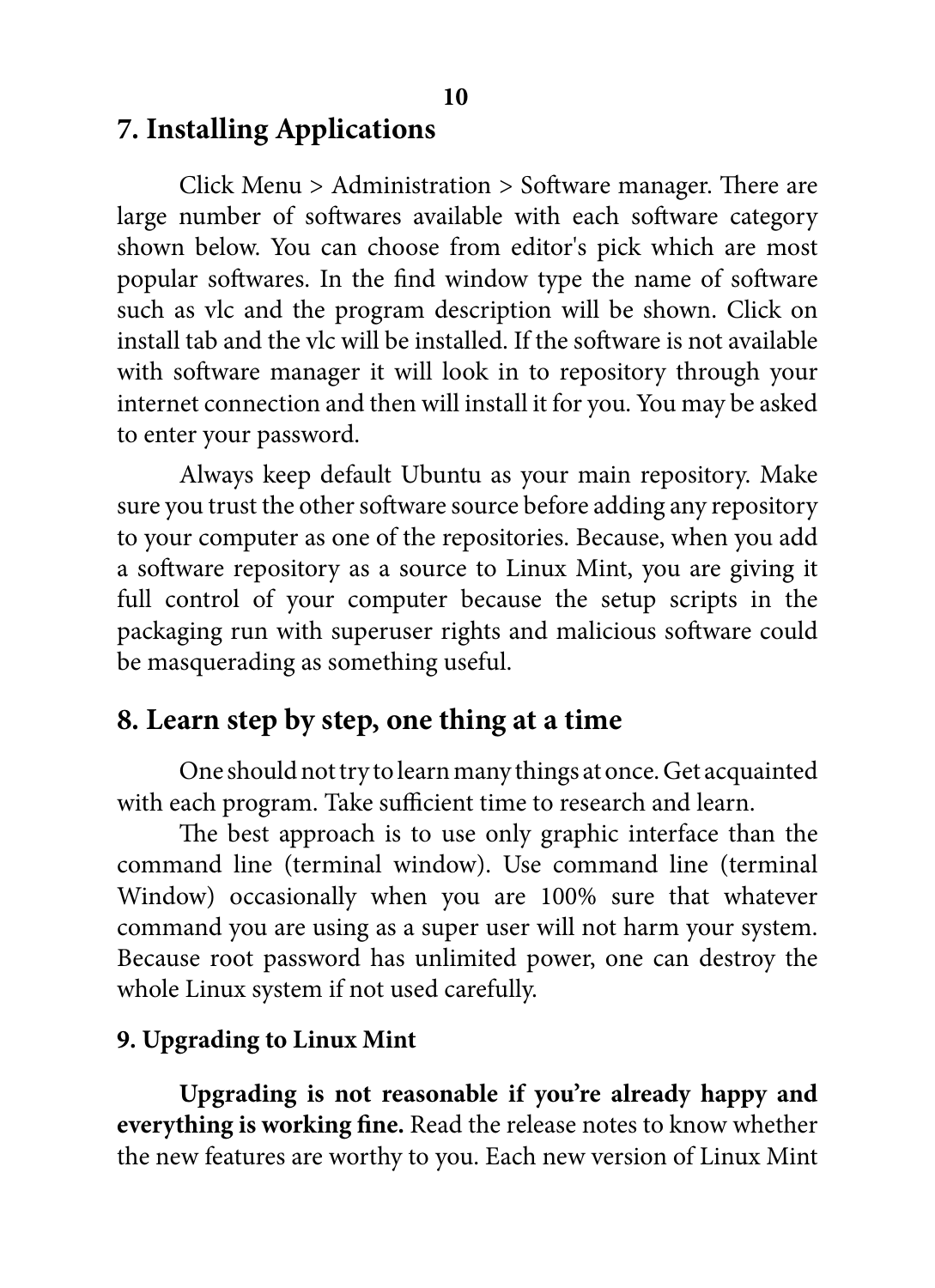## 7. Installing Applications

Click Menu > Administration > Software manager. There are large number of softwares available with each software category shown below. You can choose from editor's pick which are most popular softwares. In the find window type the name of software such as vlc and the program description will be shown. Click on install tab and the vlc will be installed. If the software is not available with software manager it will look in to repository through your internet connection and then will install it for you. You may be asked to enter your password.

Always keep default Ubuntu as your main repository. Make sure you trust the other software source before adding any repository to your computer as one of the repositories. Because, when you add a software repository as a source to Linux Mint, you are giving it full control of your computer because the setup scripts in the packaging run with superuser rights and malicious software could be masquerading as something useful.

## 8. Learn step by step, one thing at a time

One should not try to learn many things at once. Get acquainted with each program. Take sufficient time to research and learn.

The best approach is to use only graphic interface than the command line (terminal window). Use command line (terminal Window) occasionally when you are 100% sure that whatever command you are using as a super user will not harm your system. Because root password has unlimited power, one can destroy the whole Linux system if not used carefully.

### 9. Upgrading to Linux Mint

**Upgrading is not reasonable if you're already happy and everything is working fine.** Read the release notes to know whether the new features are worthy to you. Each new version of Linux Mint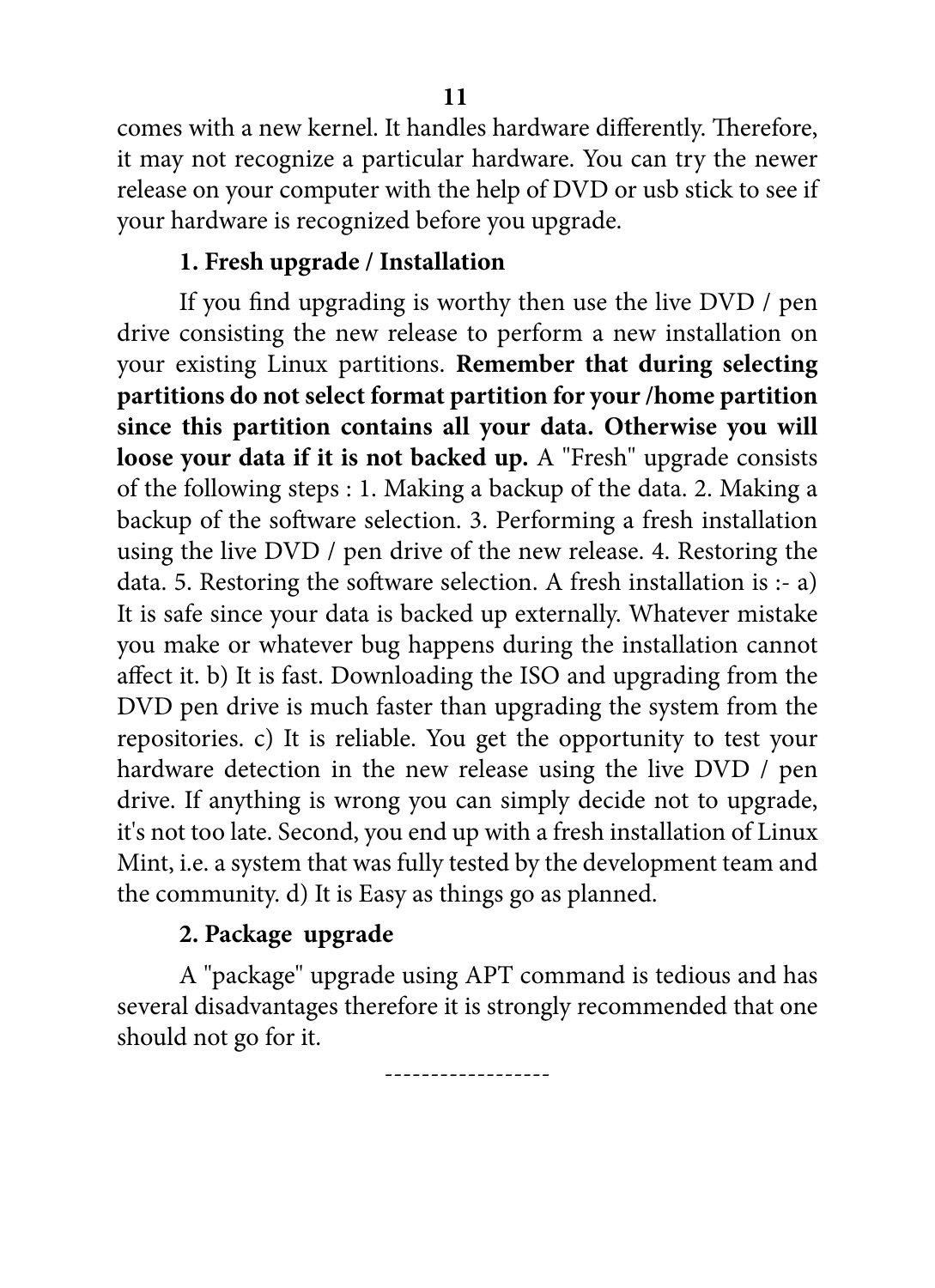comes with a new kernel. It handles hardware differently. Therefore, it may not recognize a particular hardware. You can try the newer release on your computer with the help of DVD or usb stick to see if your hardware is recognized before you upgrade.

### 1. Fresh upgrade / Installation

If you find upgrading is worthy then use the live DVD / pen drive consisting the new release to perform a new installation on your existing Linux partitions. **Remember that during selecting partitions do not select format partition for your /home partition since this partition contains all your data. Otherwise you will loose your data if it is not backed up.** A "Fresh" upgrade consists of the following steps : 1. Making a backup of the data. 2. Making a backup of the software selection. 3. Performing a fresh installation using the live DVD / pen drive of the new release. 4. Restoring the data. 5. Restoring the software selection. A fresh installation is :- a) It is safe since your data is backed up externally. Whatever mistake you make or whatever bug happens during the installation cannot affect it. b) It is fast. Downloading the ISO and upgrading from the DVD pen drive is much faster than upgrading the system from the repositories. c) It is reliable. You get the opportunity to test your hardware detection in the new release using the live DVD / pen drive. If anything is wrong you can simply decide not to upgrade, it's not too late. Second, you end up with a fresh installation of Linux Mint, i.e. a system that was fully tested by the development team and the community. d) It is Easy as things go as planned.

### 2. Package upgrade

A "package" upgrade using APT command is tedious and has several disadvantages therefore it is strongly recommended that one should not go for it.

------------------